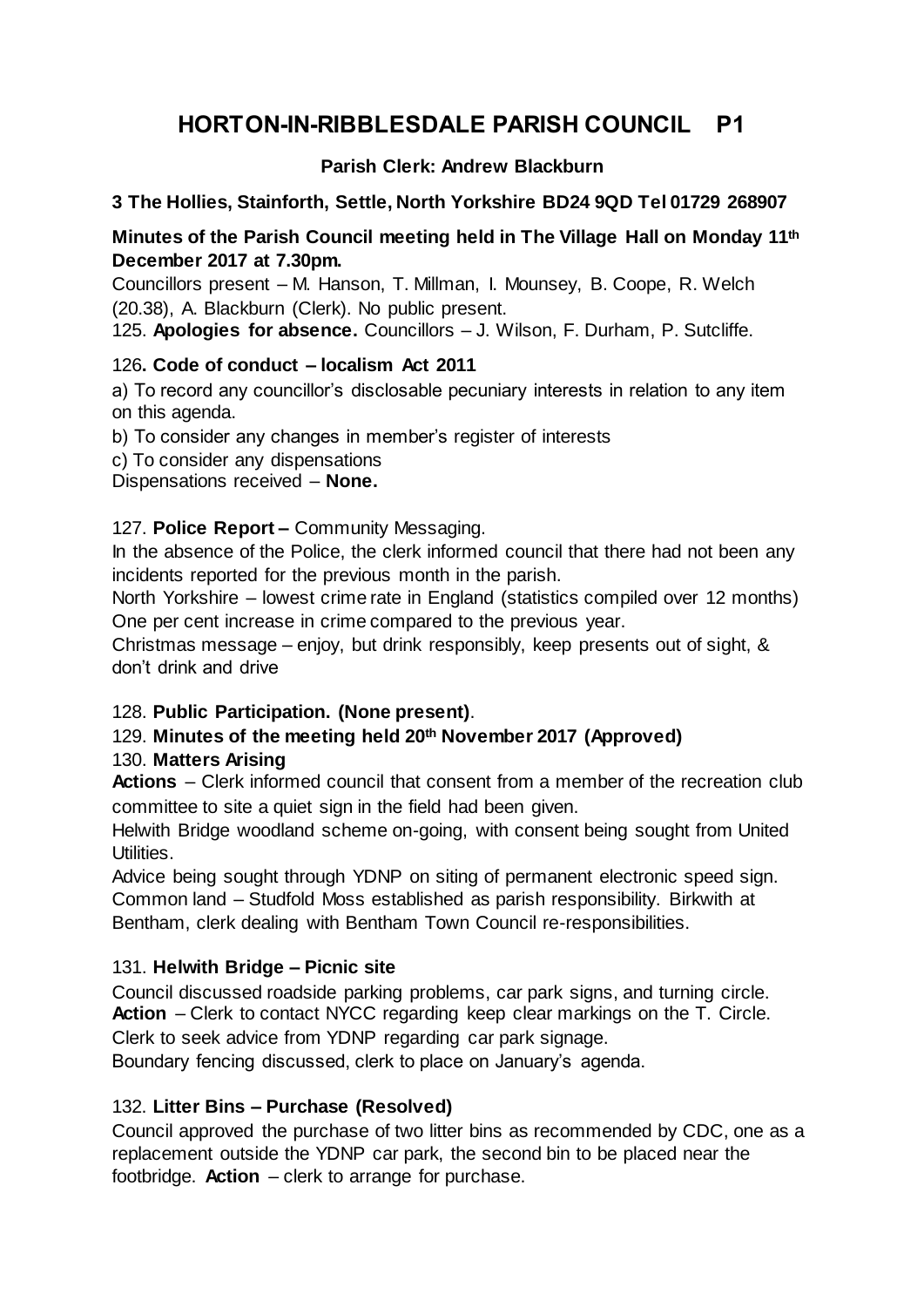# HORTON-IN-RIBBLESDALE PARISH COUNCIL P1

**Parish Clerk: Andrew Blackburn**

**3 The Hollies, Stainforth, Settle, North Yorkshire BD24 9QD Tel 01729 268907**

**Minutes of the Parish Council meeting held in The Village Hall on Monday 11th December 2017 at 7.30pm.**

Councillors present – M. Hanson, T. Millman, I. Mounsey, B. Coope, R. Welch (20.38), A. Blackburn (Clerk). No public present.

125. **Apologies for absence.** Councillors – J. Wilson, F. Durham, P. Sutcliffe.

126**. Code of conduct – localism Act 2011**

a) To record any councillor's disclosable pecuniary interests in relation to any item on this agenda.

b) To consider any changes in member's register of interests

c) To consider any dispensations

Dispensations received – **None.**

127. **Police Report –** Community Messaging.

In the absence of the Police, the clerk informed council that there had not been any incidents reported for the previous month in the parish.

North Yorkshire – lowest crime rate in England (statistics compiled over 12 months) One per cent increase in crime compared to the previous year.

Christmas message – enjoy, but drink responsibly, keep presents out of sight, & don't drink and drive

128. **Public Participation. (None present)**.

129. **Minutes of the meeting held 20th November 2017 (Approved)**

130. **Matters Arising**

**Actions** – Clerk informed council that consent from a member of the recreation club committee to site a quiet sign in the field had been given.

Helwith Bridge woodland scheme on-going, with consent being sought from United Utilities.

Advice being sought through YDNP on siting of permanent electronic speed sign.

Common land – Studfold Moss established as parish responsibility. Birkwith at Bentham, clerk dealing with Bentham Town Council re-responsibilities.

131. **Helwith Bridge – Picnic site**

Council discussed roadside parking problems, car park signs, and turning circle.

**Action** – Clerk to contact NYCC regarding keep clear markings on the T. Circle.

Clerk to seek advice from YDNP regarding car park signage.

Boundary fencing discussed, clerk to place on January's agenda.

132. **Litter Bins – Purchase (Resolved)**

Council approved the purchase of two litter bins as recommended by CDC, one as a replacement outside the YDNP car park, the second bin to be placed near the footbridge. **Action** – clerk to arrange for purchase.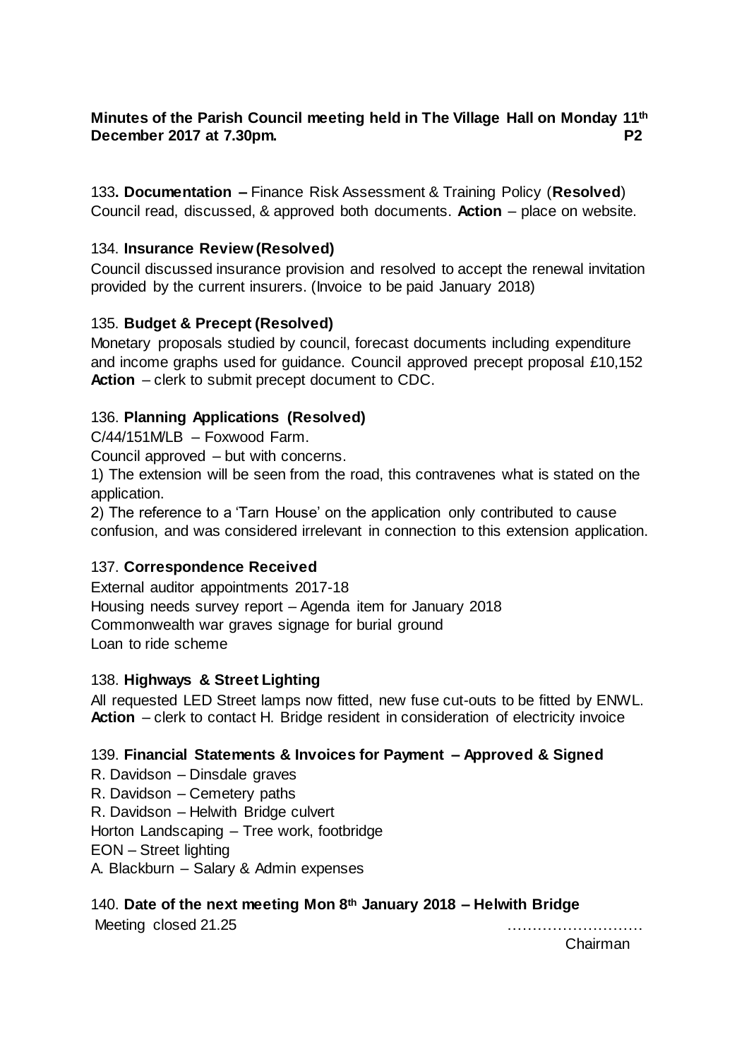**Minutes of the Parish Council meeting held in The Village Hall on Monday 11th December 2017 at 7.30pm.**

133**. Documentation –** Finance Risk Assessment & Training Policy (**Resolved**)
Council read, discussed, & approved both documents. **Action** – place on website.

134. **Insurance Review (Resolved)**

Council discussed insurance provision and resolved to accept the renewal invitation provided by the current insurers. (Invoice to be paid January 2018)

135. **Budget & Precept (Resolved)**

Monetary proposals studied by council, forecast documents including expenditure and income graphs used for guidance. Council approved precept proposal £10,152
**Action** – clerk to submit precept document to CDC.

136. **Planning Applications (Resolved)**

C/44/151M/LB – Foxwood Farm.

Council approved – but with concerns.

1) The extension will be seen from the road, this contravenes what is stated on the application.

2) The reference to a 'Tarn House' on the application only contributed to cause confusion, and was considered irrelevant in connection to this extension application.

137. **Correspondence Received**

External auditor appointments 2017-18
Housing needs survey report – Agenda item for January 2018
Commonwealth war graves signage for burial ground
Loan to ride scheme

138. **Highways & Street Lighting**

All requested LED Street lamps now fitted, new fuse cut-outs to be fitted by ENWL.
**Action** – clerk to contact H. Bridge resident in consideration of electricity invoice

139. **Financial Statements & Invoices for Payment – Approved & Signed**

R. Davidson – Dinsdale graves
R. Davidson – Cemetery paths
R. Davidson – Helwith Bridge culvert
Horton Landscaping – Tree work, footbridge
EON – Street lighting
A. Blackburn – Salary & Admin expenses

140. **Date of the next meeting Mon 8th January 2018 – Helwith Bridge**

Meeting closed 21.25

………………………
Chairman